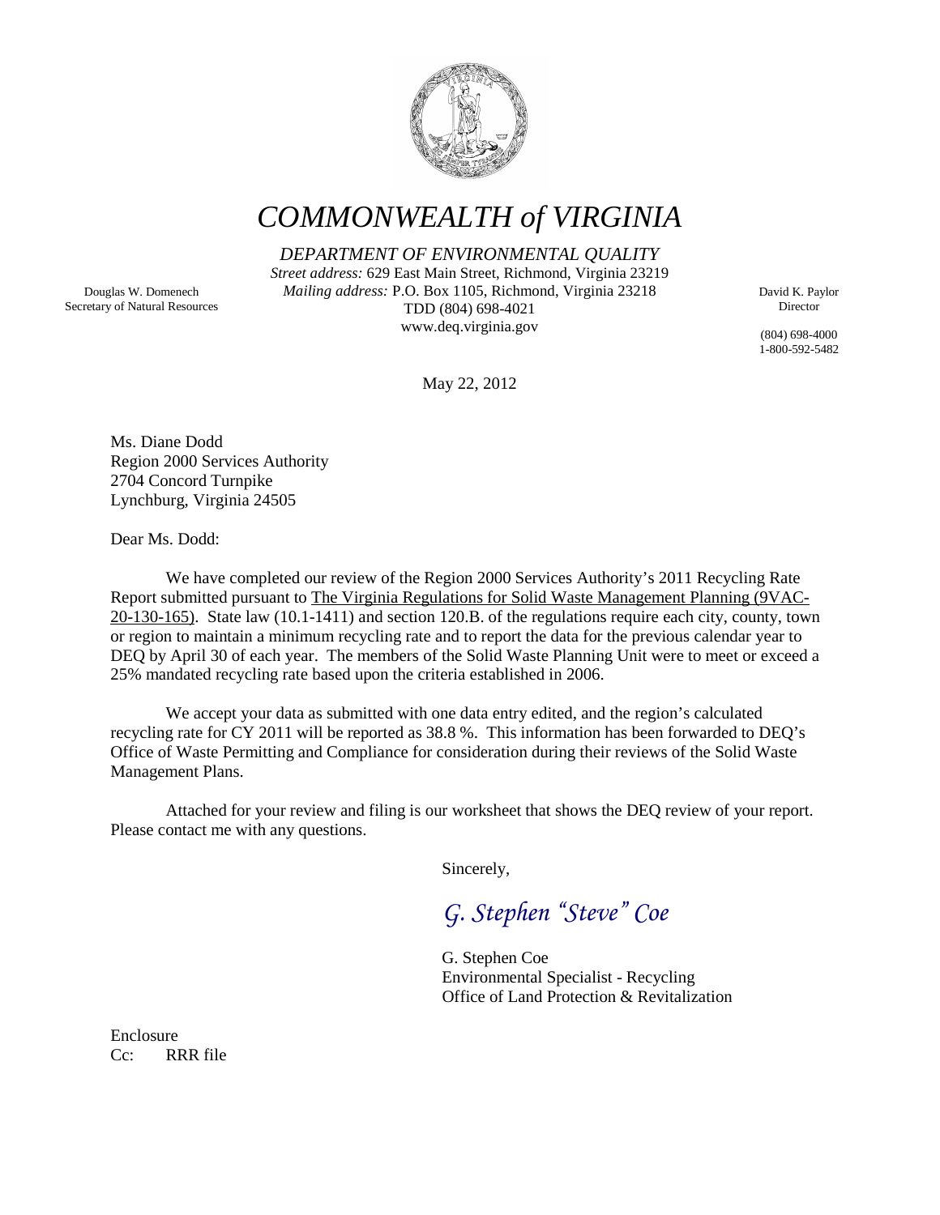# COMMONWEALTH of VIRGINIA

*DEPARTMENT OF ENVIRONMENTAL QUALITY*

*Street address:* 629 East Main Street, Richmond, Virginia 23219
*Mailing address:* P.O. Box 1105, Richmond, Virginia 23218
TDD (804) 698-4021
www.deq.virginia.gov

Douglas W. Domenech
Secretary of Natural Resources

David K. Paylor
Director

(804) 698-4000
1-800-592-5482

May 22, 2012

Ms. Diane Dodd
Region 2000 Services Authority
2704 Concord Turnpike
Lynchburg, Virginia 24505

Dear Ms. Dodd:

We have completed our review of the Region 2000 Services Authority's 2011 Recycling Rate Report submitted pursuant to The Virginia Regulations for Solid Waste Management Planning (9VAC-20-130-165). State law (10.1-1411) and section 120.B. of the regulations require each city, county, town or region to maintain a minimum recycling rate and to report the data for the previous calendar year to DEQ by April 30 of each year. The members of the Solid Waste Planning Unit were to meet or exceed a 25% mandated recycling rate based upon the criteria established in 2006.

We accept your data as submitted with one data entry edited, and the region's calculated recycling rate for CY 2011 will be reported as 38.8 %. This information has been forwarded to DEQ's Office of Waste Permitting and Compliance for consideration during their reviews of the Solid Waste Management Plans.

Attached for your review and filing is our worksheet that shows the DEQ review of your report. Please contact me with any questions.

Sincerely,

*G. Stephen "Steve" Coe*

G. Stephen Coe
Environmental Specialist - Recycling
Office of Land Protection & Revitalization

Enclosure
Cc: RRR file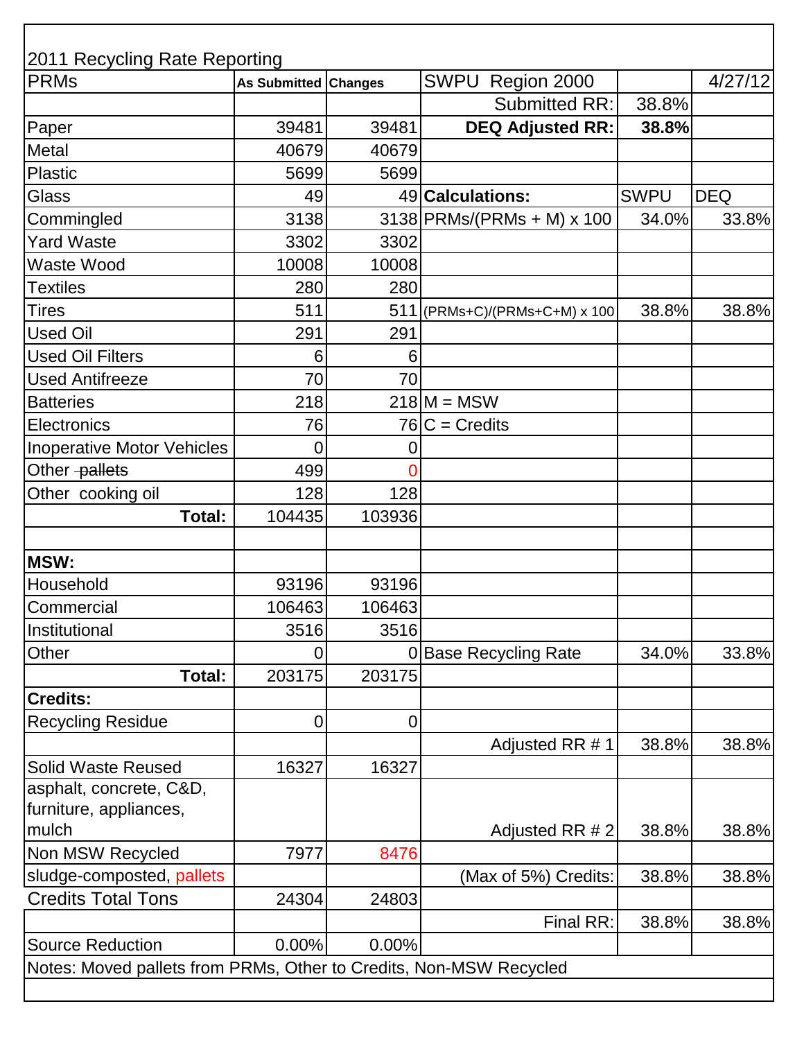2011 Recycling Rate Reporting

| PRMs | As Submitted | Changes | SWPU Region 2000 | | 4/27/12 |
|---|---|---|---|---|---|
| | | | Submitted RR: | 38.8% | |
| Paper | 39481 | 39481 | **DEQ Adjusted RR:** | **38.8%** | |
| Metal | 40679 | 40679 | | | |
| Plastic | 5699 | 5699 | | | |
| Glass | 49 | 49 | **Calculations:** | SWPU | DEQ |
| Commingled | 3138 | 3138 | PRMs/(PRMs + M) x 100 | 34.0% | 33.8% |
| Yard Waste | 3302 | 3302 | | | |
| Waste Wood | 10008 | 10008 | | | |
| Textiles | 280 | 280 | | | |
| Tires | 511 | 511 | (PRMs+C)/(PRMs+C+M) x 100 | 38.8% | 38.8% |
| Used Oil | 291 | 291 | | | |
| Used Oil Filters | 6 | 6 | | | |
| Used Antifreeze | 70 | 70 | | | |
| Batteries | 218 | 218 | M = MSW | | |
| Electronics | 76 | 76 | C = Credits | | |
| Inoperative Motor Vehicles | 0 | 0 | | | |
| Other ~~pallets~~ | 499 | 0 | | | |
| Other cooking oil | 128 | 128 | | | |
| **Total:** | 104435 | 103936 | | | |
| | | | | | |
| **MSW:** | | | | | |
| Household | 93196 | 93196 | | | |
| Commercial | 106463 | 106463 | | | |
| Institutional | 3516 | 3516 | | | |
| Other | 0 | 0 | Base Recycling Rate | 34.0% | 33.8% |
| **Total:** | 203175 | 203175 | | | |
| **Credits:** | | | | | |
| Recycling Residue | 0 | 0 | | | |
| | | | Adjusted RR # 1 | 38.8% | 38.8% |
| Solid Waste Reused | 16327 | 16327 | | | |
| asphalt, concrete, C&D, furniture, appliances, mulch | | | Adjusted RR # 2 | 38.8% | 38.8% |
| Non MSW Recycled | 7977 | 8476 | | | |
| sludge-composted, pallets | | | (Max of 5%) Credits: | 38.8% | 38.8% |
| Credits Total Tons | 24304 | 24803 | | | |
| | | | Final RR: | 38.8% | 38.8% |
| Source Reduction | 0.00% | 0.00% | | | |

Notes: Moved pallets from PRMs, Other to Credits, Non-MSW Recycled